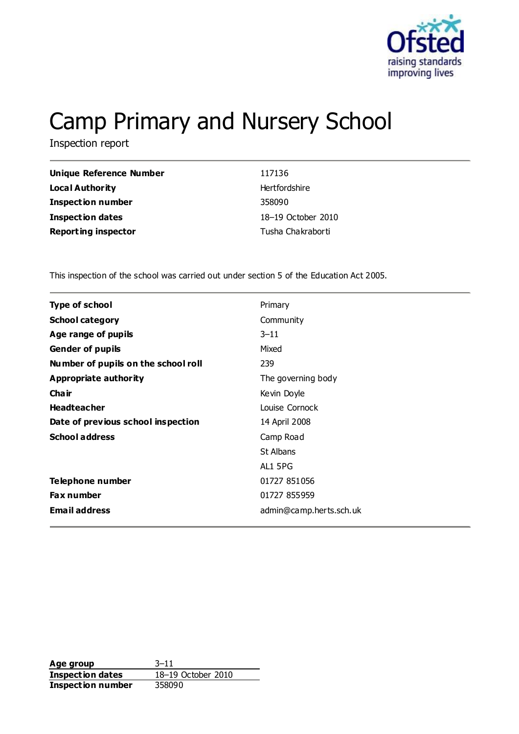# Camp Primary and Nursery School

Inspection report

| | |
|---|---|
| **Unique Reference Number** | 117136 |
| **Local Authority** | Hertfordshire |
| **Inspection number** | 358090 |
| **Inspection dates** | 18–19 October 2010 |
| **Reporting inspector** | Tusha Chakraborti |

This inspection of the school was carried out under section 5 of the Education Act 2005.

| | |
|---|---|
| **Type of school** | Primary |
| **School category** | Community |
| **Age range of pupils** | 3–11 |
| **Gender of pupils** | Mixed |
| **Number of pupils on the school roll** | 239 |
| **Appropriate authority** | The governing body |
| **Chair** | Kevin Doyle |
| **Headteacher** | Louise Cornock |
| **Date of previous school inspection** | 14 April 2008 |
| **School address** | Camp Road<br>St Albans<br>AL1 5PG |
| **Telephone number** | 01727 851056 |
| **Fax number** | 01727 855959 |
| **Email address** | admin@camp.herts.sch.uk |

| | |
|---|---|
| **Age group** | 3–11 |
| **Inspection dates** | 18–19 October 2010 |
| **Inspection number** | 358090 |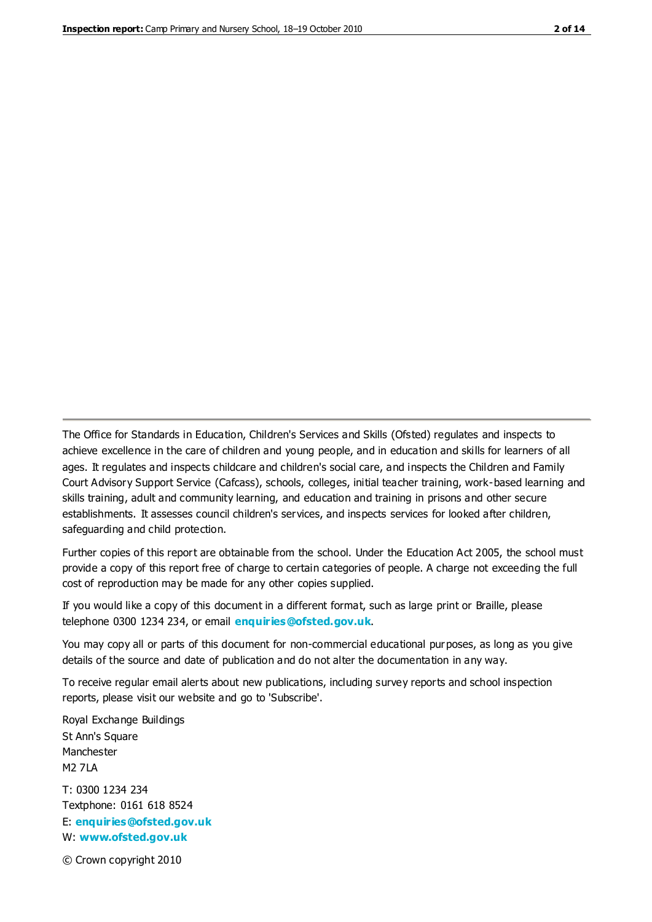The Office for Standards in Education, Children's Services and Skills (Ofsted) regulates and inspects to achieve excellence in the care of children and young people, and in education and skills for learners of all ages. It regulates and inspects childcare and children's social care, and inspects the Children and Family Court Advisory Support Service (Cafcass), schools, colleges, initial teacher training, work-based learning and skills training, adult and community learning, and education and training in prisons and other secure establishments. It assesses council children's services, and inspects services for looked after children, safeguarding and child protection.

Further copies of this report are obtainable from the school. Under the Education Act 2005, the school must provide a copy of this report free of charge to certain categories of people. A charge not exceeding the full cost of reproduction may be made for any other copies supplied.

If you would like a copy of this document in a different format, such as large print or Braille, please telephone 0300 1234 234, or email **enquiries@ofsted.gov.uk**.

You may copy all or parts of this document for non-commercial educational purposes, as long as you give details of the source and date of publication and do not alter the documentation in any way.

To receive regular email alerts about new publications, including survey reports and school inspection reports, please visit our website and go to 'Subscribe'.

Royal Exchange Buildings
St Ann's Square
Manchester
M2 7LA

T: 0300 1234 234
Textphone: 0161 618 8524
E: **enquiries@ofsted.gov.uk**
W: **www.ofsted.gov.uk**

© Crown copyright 2010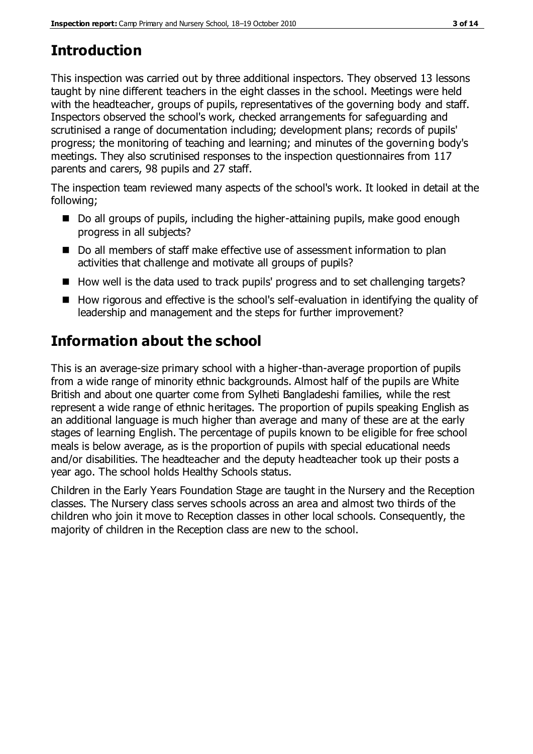## Introduction

This inspection was carried out by three additional inspectors. They observed 13 lessons taught by nine different teachers in the eight classes in the school. Meetings were held with the headteacher, groups of pupils, representatives of the governing body and staff. Inspectors observed the school's work, checked arrangements for safeguarding and scrutinised a range of documentation including; development plans; records of pupils' progress; the monitoring of teaching and learning; and minutes of the governing body's meetings. They also scrutinised responses to the inspection questionnaires from 117 parents and carers, 98 pupils and 27 staff.

The inspection team reviewed many aspects of the school's work. It looked in detail at the following;

- Do all groups of pupils, including the higher-attaining pupils, make good enough progress in all subjects?
- Do all members of staff make effective use of assessment information to plan activities that challenge and motivate all groups of pupils?
- How well is the data used to track pupils' progress and to set challenging targets?
- How rigorous and effective is the school's self-evaluation in identifying the quality of leadership and management and the steps for further improvement?

## Information about the school

This is an average-size primary school with a higher-than-average proportion of pupils from a wide range of minority ethnic backgrounds. Almost half of the pupils are White British and about one quarter come from Sylheti Bangladeshi families, while the rest represent a wide range of ethnic heritages. The proportion of pupils speaking English as an additional language is much higher than average and many of these are at the early stages of learning English. The percentage of pupils known to be eligible for free school meals is below average, as is the proportion of pupils with special educational needs and/or disabilities. The headteacher and the deputy headteacher took up their posts a year ago. The school holds Healthy Schools status.

Children in the Early Years Foundation Stage are taught in the Nursery and the Reception classes. The Nursery class serves schools across an area and almost two thirds of the children who join it move to Reception classes in other local schools. Consequently, the majority of children in the Reception class are new to the school.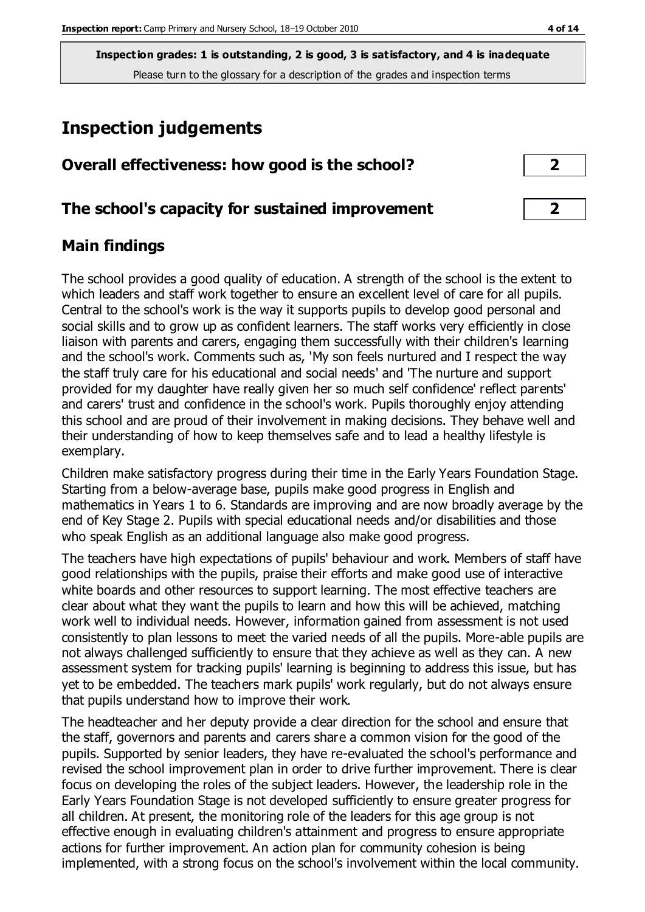**Inspection grades: 1 is outstanding, 2 is good, 3 is satisfactory, and 4 is inadequate**
Please turn to the glossary for a description of the grades and inspection terms

# Inspection judgements

## Overall effectiveness: how good is the school? 2

## The school's capacity for sustained improvement 2

## Main findings

The school provides a good quality of education. A strength of the school is the extent to which leaders and staff work together to ensure an excellent level of care for all pupils. Central to the school's work is the way it supports pupils to develop good personal and social skills and to grow up as confident learners. The staff works very efficiently in close liaison with parents and carers, engaging them successfully with their children's learning and the school's work. Comments such as, 'My son feels nurtured and I respect the way the staff truly care for his educational and social needs' and 'The nurture and support provided for my daughter have really given her so much self confidence' reflect parents' and carers' trust and confidence in the school's work. Pupils thoroughly enjoy attending this school and are proud of their involvement in making decisions. They behave well and their understanding of how to keep themselves safe and to lead a healthy lifestyle is exemplary.

Children make satisfactory progress during their time in the Early Years Foundation Stage. Starting from a below-average base, pupils make good progress in English and mathematics in Years 1 to 6. Standards are improving and are now broadly average by the end of Key Stage 2. Pupils with special educational needs and/or disabilities and those who speak English as an additional language also make good progress.

The teachers have high expectations of pupils' behaviour and work. Members of staff have good relationships with the pupils, praise their efforts and make good use of interactive white boards and other resources to support learning. The most effective teachers are clear about what they want the pupils to learn and how this will be achieved, matching work well to individual needs. However, information gained from assessment is not used consistently to plan lessons to meet the varied needs of all the pupils. More-able pupils are not always challenged sufficiently to ensure that they achieve as well as they can. A new assessment system for tracking pupils' learning is beginning to address this issue, but has yet to be embedded. The teachers mark pupils' work regularly, but do not always ensure that pupils understand how to improve their work.

The headteacher and her deputy provide a clear direction for the school and ensure that the staff, governors and parents and carers share a common vision for the good of the pupils. Supported by senior leaders, they have re-evaluated the school's performance and revised the school improvement plan in order to drive further improvement. There is clear focus on developing the roles of the subject leaders. However, the leadership role in the Early Years Foundation Stage is not developed sufficiently to ensure greater progress for all children. At present, the monitoring role of the leaders for this age group is not effective enough in evaluating children's attainment and progress to ensure appropriate actions for further improvement. An action plan for community cohesion is being implemented, with a strong focus on the school's involvement within the local community.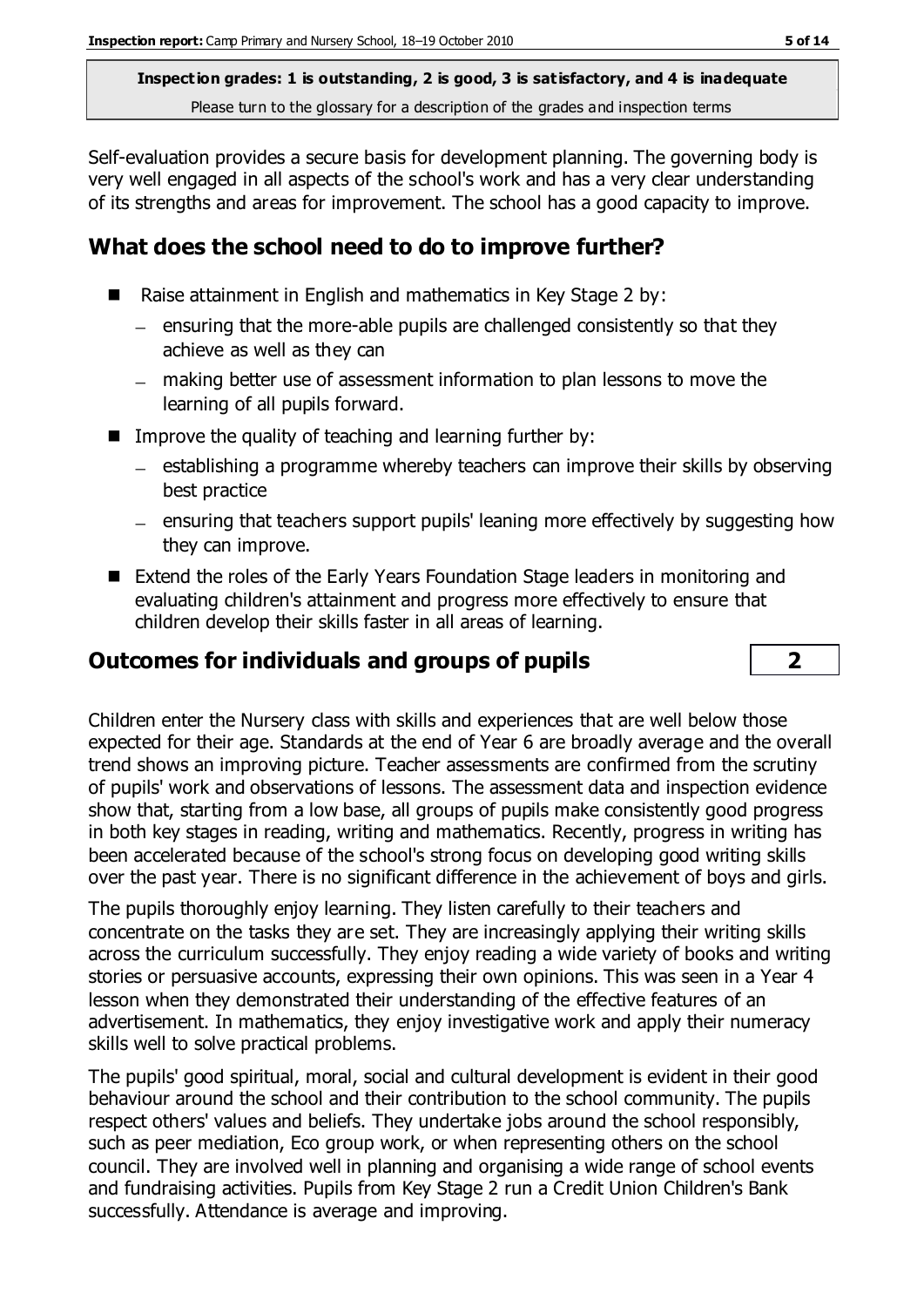**Inspection grades: 1 is outstanding, 2 is good, 3 is satisfactory, and 4 is inadequate**
Please turn to the glossary for a description of the grades and inspection terms

Self-evaluation provides a secure basis for development planning. The governing body is very well engaged in all aspects of the school's work and has a very clear understanding of its strengths and areas for improvement. The school has a good capacity to improve.

## What does the school need to do to improve further?

- Raise attainment in English and mathematics in Key Stage 2 by:
  - ensuring that the more-able pupils are challenged consistently so that they achieve as well as they can
  - making better use of assessment information to plan lessons to move the learning of all pupils forward.
- Improve the quality of teaching and learning further by:
  - establishing a programme whereby teachers can improve their skills by observing best practice
  - ensuring that teachers support pupils' leaning more effectively by suggesting how they can improve.
- Extend the roles of the Early Years Foundation Stage leaders in monitoring and evaluating children's attainment and progress more effectively to ensure that children develop their skills faster in all areas of learning.

## Outcomes for individuals and groups of pupils 2

Children enter the Nursery class with skills and experiences that are well below those expected for their age. Standards at the end of Year 6 are broadly average and the overall trend shows an improving picture. Teacher assessments are confirmed from the scrutiny of pupils' work and observations of lessons. The assessment data and inspection evidence show that, starting from a low base, all groups of pupils make consistently good progress in both key stages in reading, writing and mathematics. Recently, progress in writing has been accelerated because of the school's strong focus on developing good writing skills over the past year. There is no significant difference in the achievement of boys and girls.

The pupils thoroughly enjoy learning. They listen carefully to their teachers and concentrate on the tasks they are set. They are increasingly applying their writing skills across the curriculum successfully. They enjoy reading a wide variety of books and writing stories or persuasive accounts, expressing their own opinions. This was seen in a Year 4 lesson when they demonstrated their understanding of the effective features of an advertisement. In mathematics, they enjoy investigative work and apply their numeracy skills well to solve practical problems.

The pupils' good spiritual, moral, social and cultural development is evident in their good behaviour around the school and their contribution to the school community. The pupils respect others' values and beliefs. They undertake jobs around the school responsibly, such as peer mediation, Eco group work, or when representing others on the school council. They are involved well in planning and organising a wide range of school events and fundraising activities. Pupils from Key Stage 2 run a Credit Union Children's Bank successfully. Attendance is average and improving.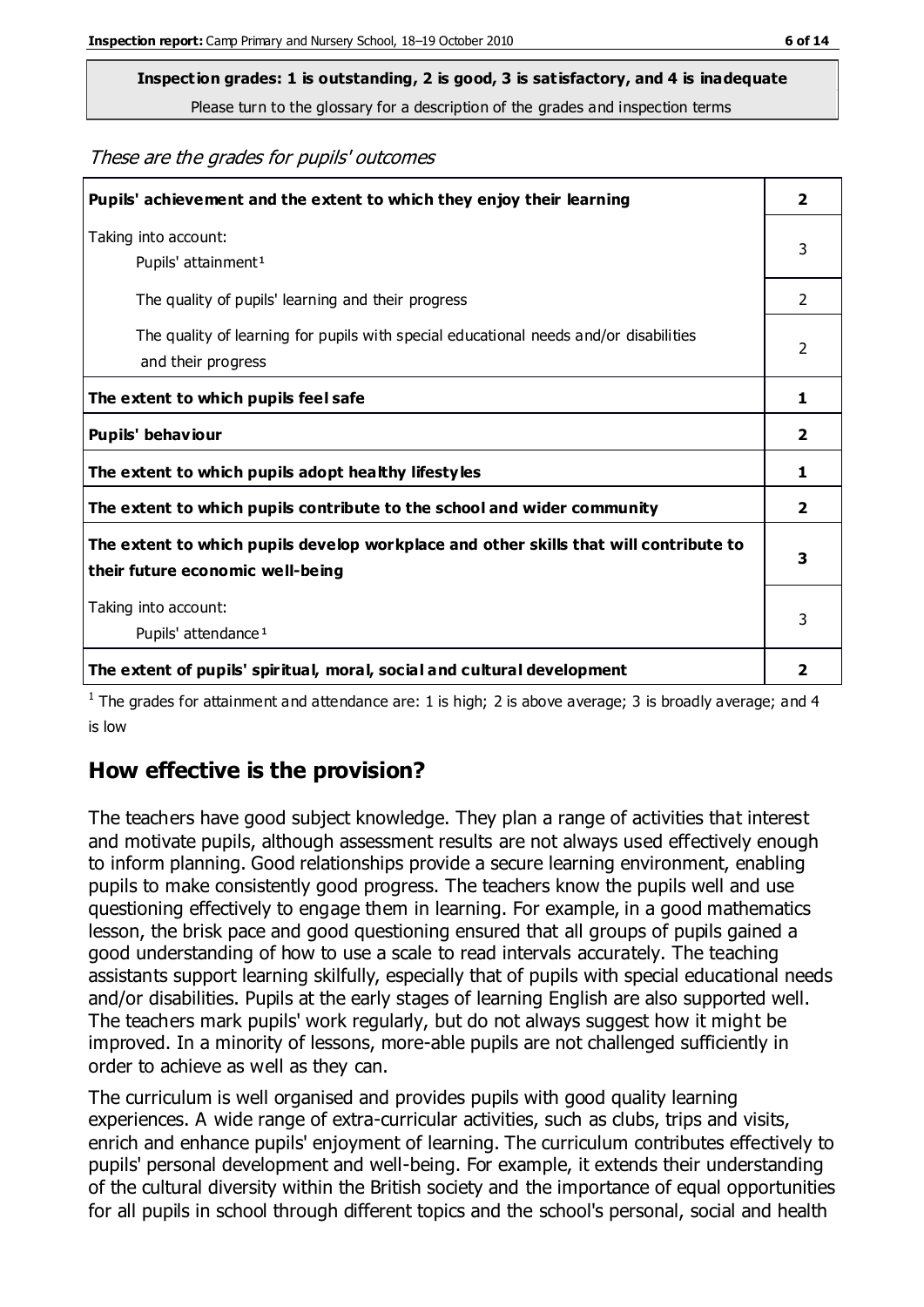**Inspection grades: 1 is outstanding, 2 is good, 3 is satisfactory, and 4 is inadequate**

Please turn to the glossary for a description of the grades and inspection terms

*These are the grades for pupils' outcomes*

| | |
|---|---|
| **Pupils' achievement and the extent to which they enjoy their learning** | **2** |
| Taking into account: Pupils' attainment [1] | 3 |
| The quality of pupils' learning and their progress | 2 |
| The quality of learning for pupils with special educational needs and/or disabilities and their progress | 2 |
| **The extent to which pupils feel safe** | **1** |
| **Pupils' behaviour** | **2** |
| **The extent to which pupils adopt healthy lifestyles** | **1** |
| **The extent to which pupils contribute to the school and wider community** | **2** |
| **The extent to which pupils develop workplace and other skills that will contribute to their future economic well-being** | **3** |
| Taking into account: Pupils' attendance [1] | 3 |
| **The extent of pupils' spiritual, moral, social and cultural development** | **2** |

[1] The grades for attainment and attendance are: 1 is high; 2 is above average; 3 is broadly average; and 4 is low

## How effective is the provision?

The teachers have good subject knowledge. They plan a range of activities that interest and motivate pupils, although assessment results are not always used effectively enough to inform planning. Good relationships provide a secure learning environment, enabling pupils to make consistently good progress. The teachers know the pupils well and use questioning effectively to engage them in learning. For example, in a good mathematics lesson, the brisk pace and good questioning ensured that all groups of pupils gained a good understanding of how to use a scale to read intervals accurately. The teaching assistants support learning skilfully, especially that of pupils with special educational needs and/or disabilities. Pupils at the early stages of learning English are also supported well. The teachers mark pupils' work regularly, but do not always suggest how it might be improved. In a minority of lessons, more-able pupils are not challenged sufficiently in order to achieve as well as they can.

The curriculum is well organised and provides pupils with good quality learning experiences. A wide range of extra-curricular activities, such as clubs, trips and visits, enrich and enhance pupils' enjoyment of learning. The curriculum contributes effectively to pupils' personal development and well-being. For example, it extends their understanding of the cultural diversity within the British society and the importance of equal opportunities for all pupils in school through different topics and the school's personal, social and health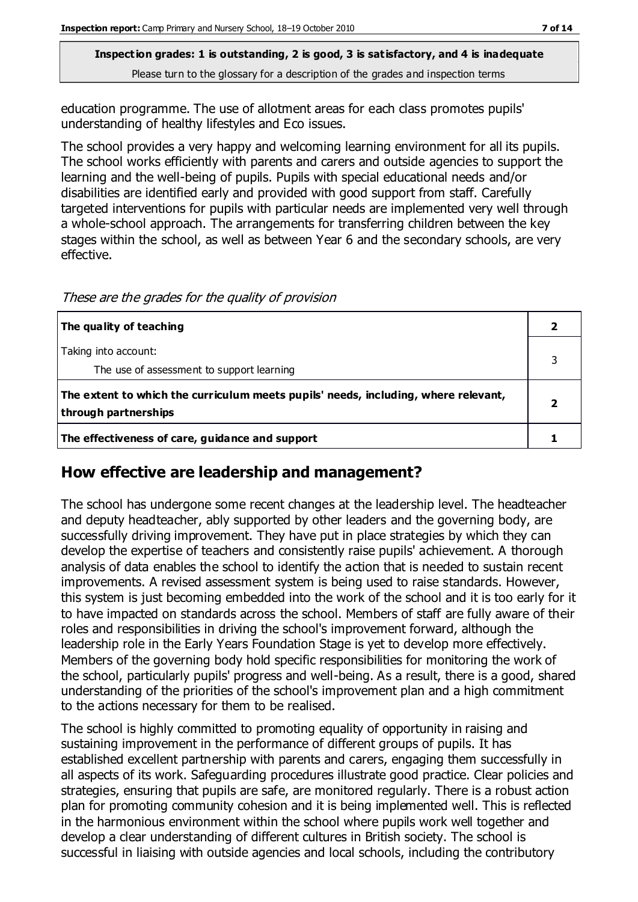**Inspection grades: 1 is outstanding, 2 is good, 3 is satisfactory, and 4 is inadequate**
Please turn to the glossary for a description of the grades and inspection terms

education programme. The use of allotment areas for each class promotes pupils' understanding of healthy lifestyles and Eco issues.

The school provides a very happy and welcoming learning environment for all its pupils. The school works efficiently with parents and carers and outside agencies to support the learning and the well-being of pupils. Pupils with special educational needs and/or disabilities are identified early and provided with good support from staff. Carefully targeted interventions for pupils with particular needs are implemented very well through a whole-school approach. The arrangements for transferring children between the key stages within the school, as well as between Year 6 and the secondary schools, are very effective.

*These are the grades for the quality of provision*

| | |
|---|---|
| **The quality of teaching** | **2** |
| Taking into account:<br>The use of assessment to support learning | 3 |
| **The extent to which the curriculum meets pupils' needs, including, where relevant, through partnerships** | **2** |
| **The effectiveness of care, guidance and support** | **1** |

## How effective are leadership and management?

The school has undergone some recent changes at the leadership level. The headteacher and deputy headteacher, ably supported by other leaders and the governing body, are successfully driving improvement. They have put in place strategies by which they can develop the expertise of teachers and consistently raise pupils' achievement. A thorough analysis of data enables the school to identify the action that is needed to sustain recent improvements. A revised assessment system is being used to raise standards. However, this system is just becoming embedded into the work of the school and it is too early for it to have impacted on standards across the school. Members of staff are fully aware of their roles and responsibilities in driving the school's improvement forward, although the leadership role in the Early Years Foundation Stage is yet to develop more effectively. Members of the governing body hold specific responsibilities for monitoring the work of the school, particularly pupils' progress and well-being. As a result, there is a good, shared understanding of the priorities of the school's improvement plan and a high commitment to the actions necessary for them to be realised.

The school is highly committed to promoting equality of opportunity in raising and sustaining improvement in the performance of different groups of pupils. It has established excellent partnership with parents and carers, engaging them successfully in all aspects of its work. Safeguarding procedures illustrate good practice. Clear policies and strategies, ensuring that pupils are safe, are monitored regularly. There is a robust action plan for promoting community cohesion and it is being implemented well. This is reflected in the harmonious environment within the school where pupils work well together and develop a clear understanding of different cultures in British society. The school is successful in liaising with outside agencies and local schools, including the contributory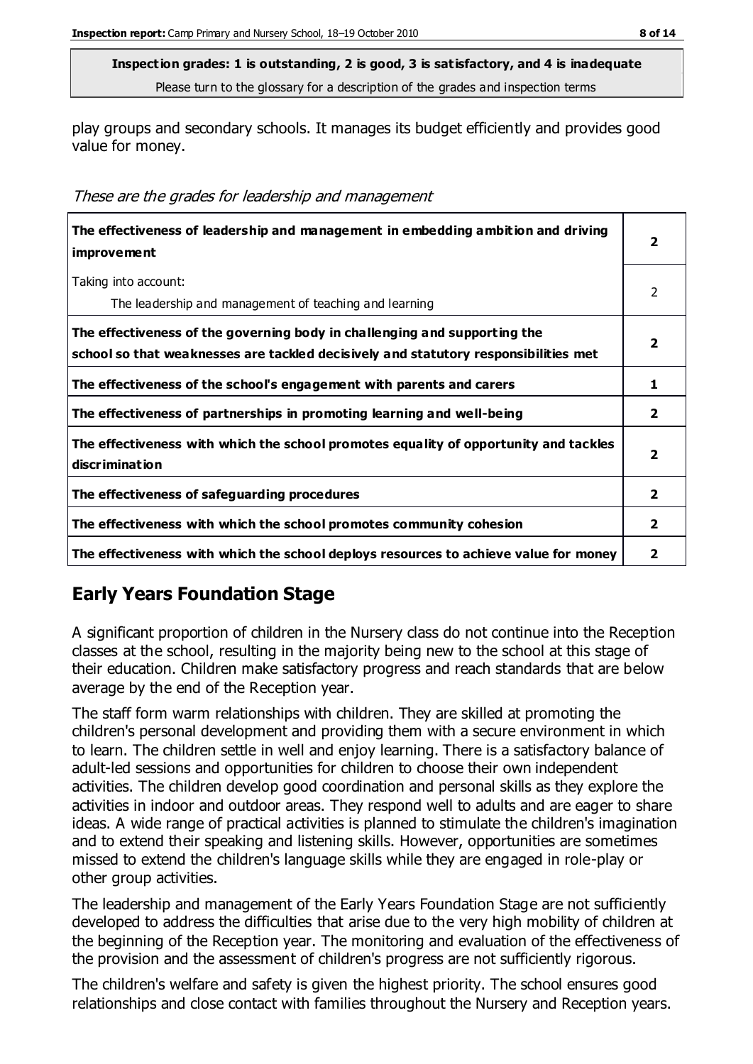**Inspection grades: 1 is outstanding, 2 is good, 3 is satisfactory, and 4 is inadequate**

Please turn to the glossary for a description of the grades and inspection terms

play groups and secondary schools. It manages its budget efficiently and provides good value for money.

*These are the grades for leadership and management*

| | |
|---|---|
| **The effectiveness of leadership and management in embedding ambition and driving improvement** | **2** |
| Taking into account:<br>The leadership and management of teaching and learning | 2 |
| **The effectiveness of the governing body in challenging and supporting the school so that weaknesses are tackled decisively and statutory responsibilities met** | **2** |
| **The effectiveness of the school's engagement with parents and carers** | **1** |
| **The effectiveness of partnerships in promoting learning and well-being** | **2** |
| **The effectiveness with which the school promotes equality of opportunity and tackles discrimination** | **2** |
| **The effectiveness of safeguarding procedures** | **2** |
| **The effectiveness with which the school promotes community cohesion** | **2** |
| **The effectiveness with which the school deploys resources to achieve value for money** | **2** |

## Early Years Foundation Stage

A significant proportion of children in the Nursery class do not continue into the Reception classes at the school, resulting in the majority being new to the school at this stage of their education. Children make satisfactory progress and reach standards that are below average by the end of the Reception year.

The staff form warm relationships with children. They are skilled at promoting the children's personal development and providing them with a secure environment in which to learn. The children settle in well and enjoy learning. There is a satisfactory balance of adult-led sessions and opportunities for children to choose their own independent activities. The children develop good coordination and personal skills as they explore the activities in indoor and outdoor areas. They respond well to adults and are eager to share ideas. A wide range of practical activities is planned to stimulate the children's imagination and to extend their speaking and listening skills. However, opportunities are sometimes missed to extend the children's language skills while they are engaged in role-play or other group activities.

The leadership and management of the Early Years Foundation Stage are not sufficiently developed to address the difficulties that arise due to the very high mobility of children at the beginning of the Reception year. The monitoring and evaluation of the effectiveness of the provision and the assessment of children's progress are not sufficiently rigorous.

The children's welfare and safety is given the highest priority. The school ensures good relationships and close contact with families throughout the Nursery and Reception years.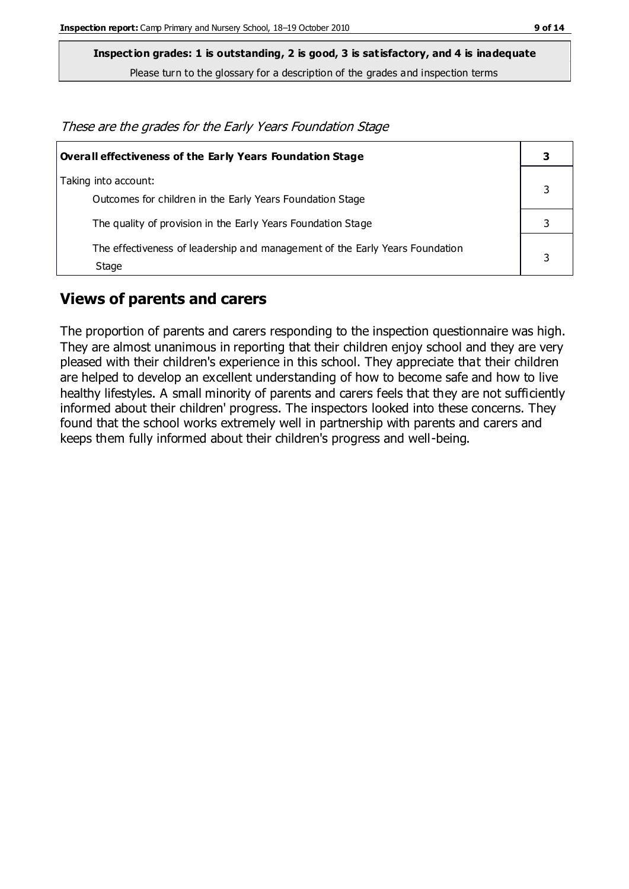**Inspection grades: 1 is outstanding, 2 is good, 3 is satisfactory, and 4 is inadequate**
Please turn to the glossary for a description of the grades and inspection terms

*These are the grades for the Early Years Foundation Stage*

| | |
|---|---|
| **Overall effectiveness of the Early Years Foundation Stage** | **3** |
| Taking into account: Outcomes for children in the Early Years Foundation Stage | 3 |
| The quality of provision in the Early Years Foundation Stage | 3 |
| The effectiveness of leadership and management of the Early Years Foundation Stage | 3 |

## Views of parents and carers

The proportion of parents and carers responding to the inspection questionnaire was high. They are almost unanimous in reporting that their children enjoy school and they are very pleased with their children's experience in this school. They appreciate that their children are helped to develop an excellent understanding of how to become safe and how to live healthy lifestyles. A small minority of parents and carers feels that they are not sufficiently informed about their children' progress. The inspectors looked into these concerns. They found that the school works extremely well in partnership with parents and carers and keeps them fully informed about their children's progress and well-being.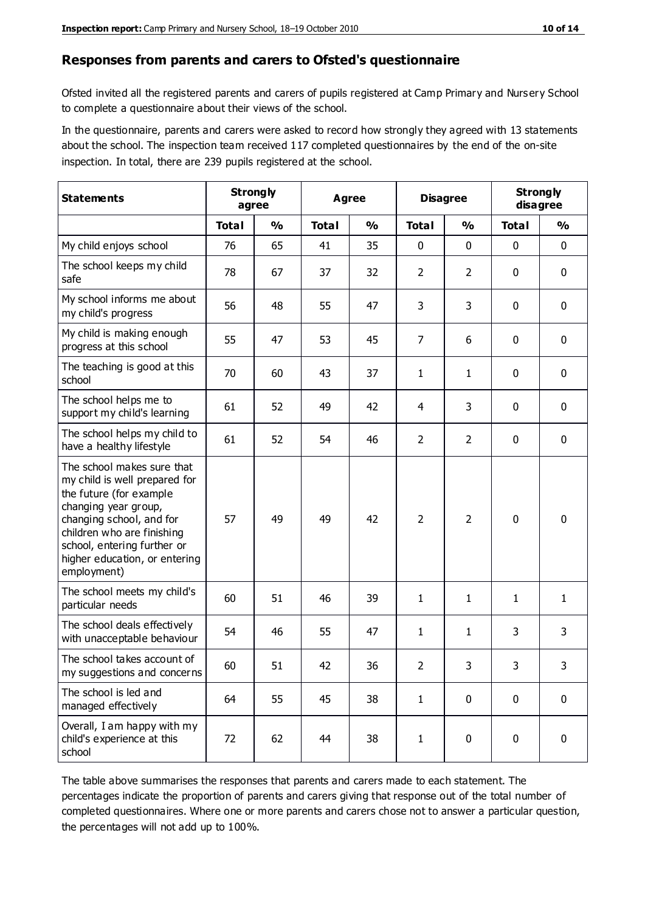## Responses from parents and carers to Ofsted's questionnaire

Ofsted invited all the registered parents and carers of pupils registered at Camp Primary and Nursery School to complete a questionnaire about their views of the school.

In the questionnaire, parents and carers were asked to record how strongly they agreed with 13 statements about the school. The inspection team received 117 completed questionnaires by the end of the on-site inspection. In total, there are 239 pupils registered at the school.

| Statements | Strongly agree | | Agree | | Disagree | | Strongly disagree | |
|---|---|---|---|---|---|---|---|---|
| | Total | % | Total | % | Total | % | Total | % |
| My child enjoys school | 76 | 65 | 41 | 35 | 0 | 0 | 0 | 0 |
| The school keeps my child safe | 78 | 67 | 37 | 32 | 2 | 2 | 0 | 0 |
| My school informs me about my child's progress | 56 | 48 | 55 | 47 | 3 | 3 | 0 | 0 |
| My child is making enough progress at this school | 55 | 47 | 53 | 45 | 7 | 6 | 0 | 0 |
| The teaching is good at this school | 70 | 60 | 43 | 37 | 1 | 1 | 0 | 0 |
| The school helps me to support my child's learning | 61 | 52 | 49 | 42 | 4 | 3 | 0 | 0 |
| The school helps my child to have a healthy lifestyle | 61 | 52 | 54 | 46 | 2 | 2 | 0 | 0 |
| The school makes sure that my child is well prepared for the future (for example changing year group, changing school, and for children who are finishing school, entering further or higher education, or entering employment) | 57 | 49 | 49 | 42 | 2 | 2 | 0 | 0 |
| The school meets my child's particular needs | 60 | 51 | 46 | 39 | 1 | 1 | 1 | 1 |
| The school deals effectively with unacceptable behaviour | 54 | 46 | 55 | 47 | 1 | 1 | 3 | 3 |
| The school takes account of my suggestions and concerns | 60 | 51 | 42 | 36 | 2 | 3 | 3 | 3 |
| The school is led and managed effectively | 64 | 55 | 45 | 38 | 1 | 0 | 0 | 0 |
| Overall, I am happy with my child's experience at this school | 72 | 62 | 44 | 38 | 1 | 0 | 0 | 0 |

The table above summarises the responses that parents and carers made to each statement. The percentages indicate the proportion of parents and carers giving that response out of the total number of completed questionnaires. Where one or more parents and carers chose not to answer a particular question, the percentages will not add up to 100%.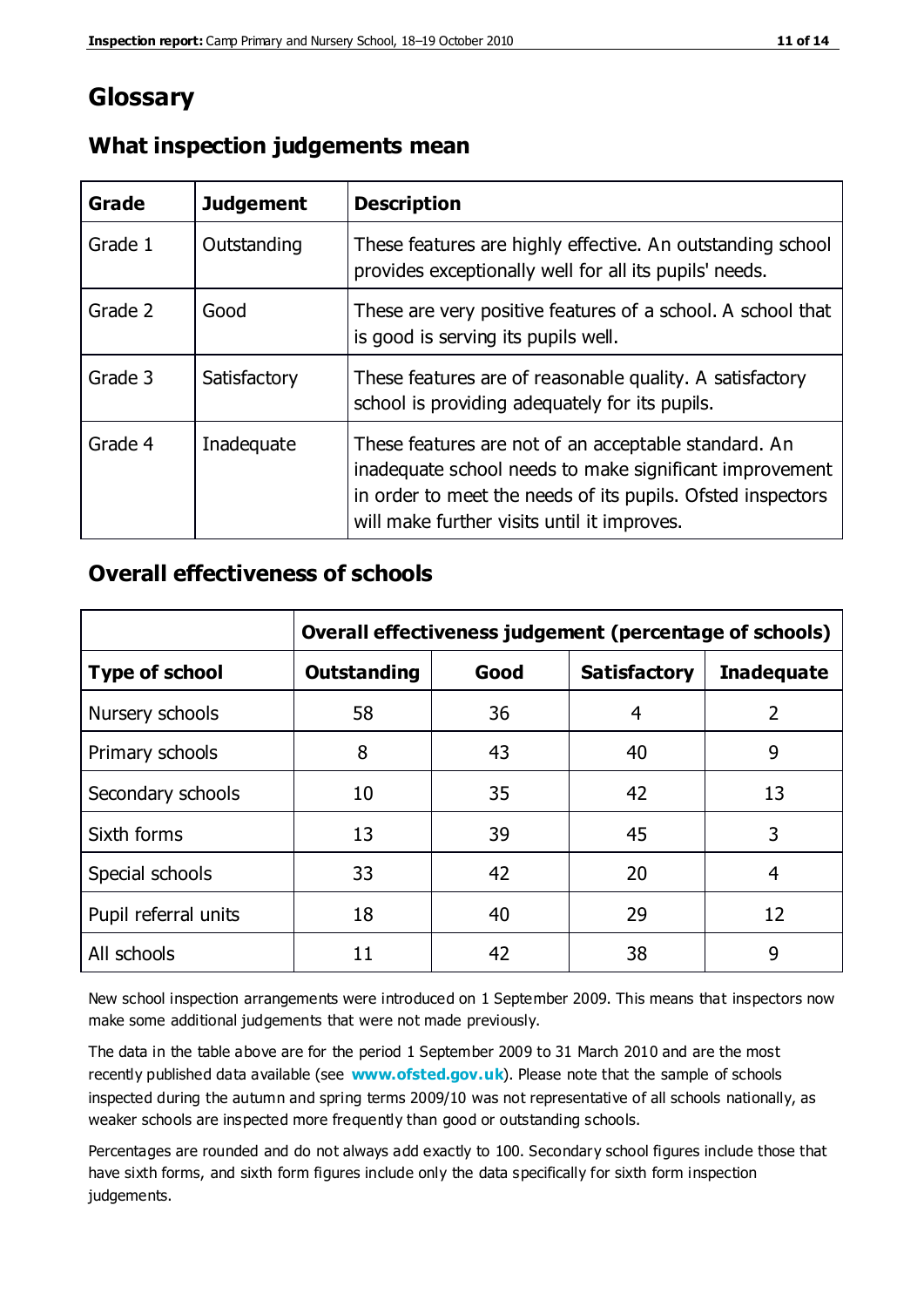# Glossary

## What inspection judgements mean

| Grade | Judgement | Description |
|---|---|---|
| Grade 1 | Outstanding | These features are highly effective. An outstanding school provides exceptionally well for all its pupils' needs. |
| Grade 2 | Good | These are very positive features of a school. A school that is good is serving its pupils well. |
| Grade 3 | Satisfactory | These features are of reasonable quality. A satisfactory school is providing adequately for its pupils. |
| Grade 4 | Inadequate | These features are not of an acceptable standard. An inadequate school needs to make significant improvement in order to meet the needs of its pupils. Ofsted inspectors will make further visits until it improves. |

## Overall effectiveness of schools

| | Overall effectiveness judgement (percentage of schools) | | | |
|---|---|---|---|---|
| **Type of school** | **Outstanding** | **Good** | **Satisfactory** | **Inadequate** |
| Nursery schools | 58 | 36 | 4 | 2 |
| Primary schools | 8 | 43 | 40 | 9 |
| Secondary schools | 10 | 35 | 42 | 13 |
| Sixth forms | 13 | 39 | 45 | 3 |
| Special schools | 33 | 42 | 20 | 4 |
| Pupil referral units | 18 | 40 | 29 | 12 |
| All schools | 11 | 42 | 38 | 9 |

New school inspection arrangements were introduced on 1 September 2009. This means that inspectors now make some additional judgements that were not made previously.

The data in the table above are for the period 1 September 2009 to 31 March 2010 and are the most recently published data available (see **www.ofsted.gov.uk**). Please note that the sample of schools inspected during the autumn and spring terms 2009/10 was not representative of all schools nationally, as weaker schools are inspected more frequently than good or outstanding schools.

Percentages are rounded and do not always add exactly to 100. Secondary school figures include those that have sixth forms, and sixth form figures include only the data specifically for sixth form inspection judgements.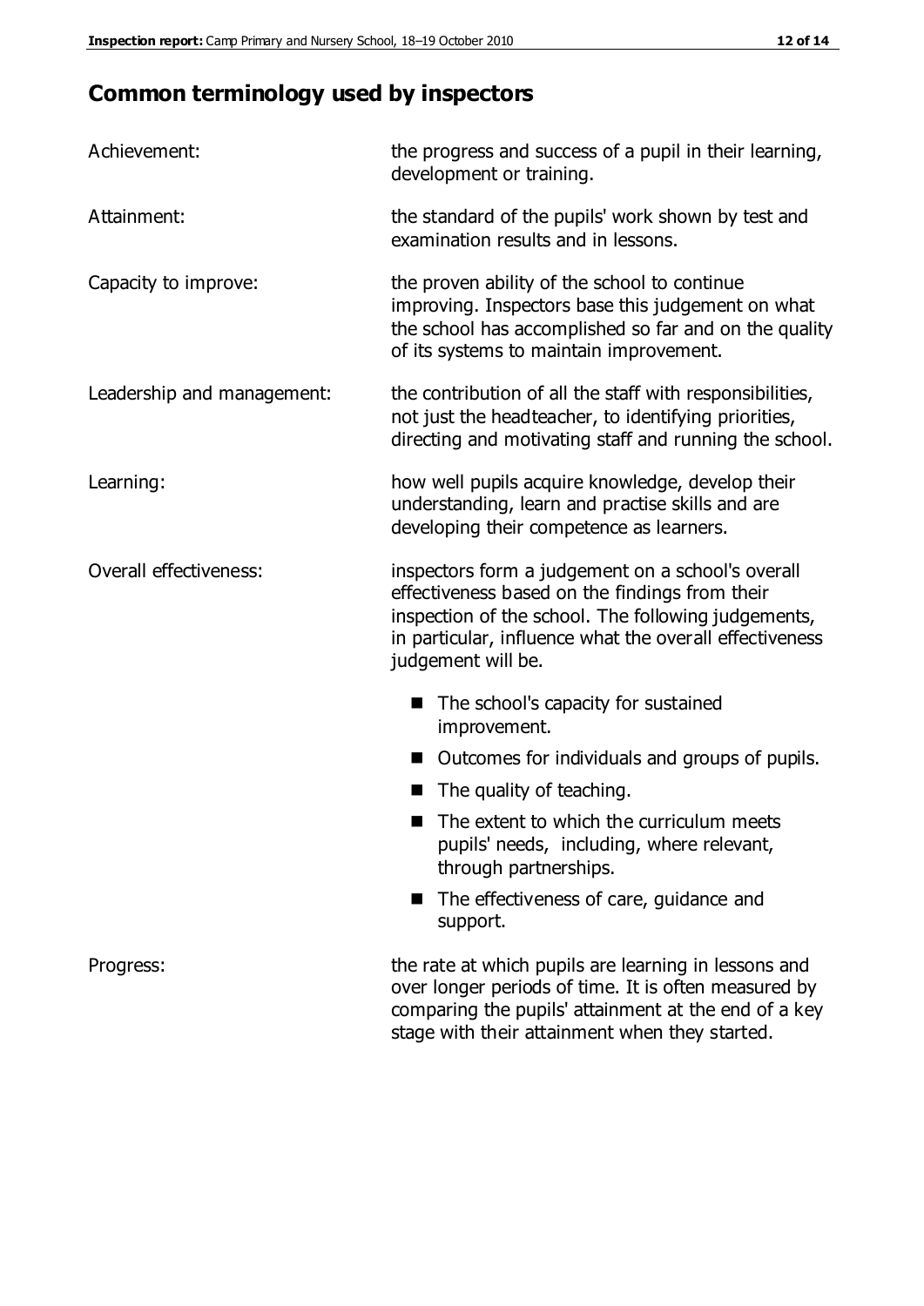## Common terminology used by inspectors

| | |
|---|---|
| Achievement: | the progress and success of a pupil in their learning, development or training. |
| Attainment: | the standard of the pupils' work shown by test and examination results and in lessons. |
| Capacity to improve: | the proven ability of the school to continue improving. Inspectors base this judgement on what the school has accomplished so far and on the quality of its systems to maintain improvement. |
| Leadership and management: | the contribution of all the staff with responsibilities, not just the headteacher, to identifying priorities, directing and motivating staff and running the school. |
| Learning: | how well pupils acquire knowledge, develop their understanding, learn and practise skills and are developing their competence as learners. |
| Overall effectiveness: | inspectors form a judgement on a school's overall effectiveness based on the findings from their inspection of the school. The following judgements, in particular, influence what the overall effectiveness judgement will be. <br>■ The school's capacity for sustained improvement.<br>■ Outcomes for individuals and groups of pupils.<br>■ The quality of teaching.<br>■ The extent to which the curriculum meets pupils' needs, including, where relevant, through partnerships.<br>■ The effectiveness of care, guidance and support. |
| Progress: | the rate at which pupils are learning in lessons and over longer periods of time. It is often measured by comparing the pupils' attainment at the end of a key stage with their attainment when they started. |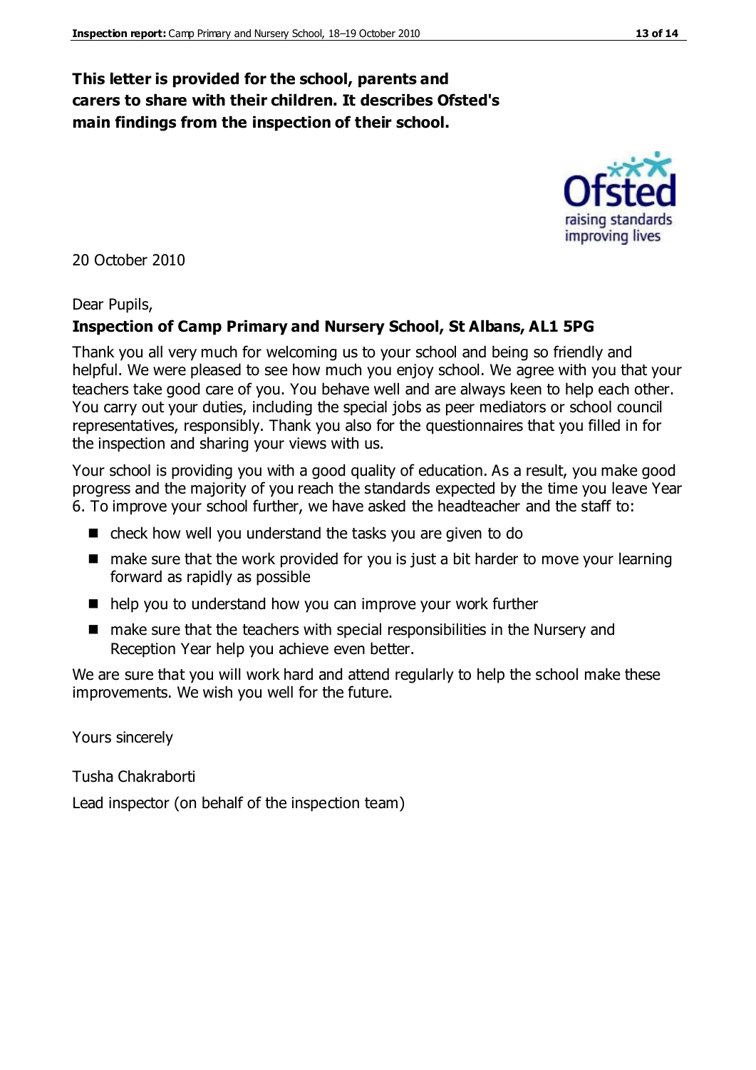**This letter is provided for the school, parents and carers to share with their children. It describes Ofsted's main findings from the inspection of their school.**

20 October 2010

Dear Pupils,

**Inspection of Camp Primary and Nursery School, St Albans, AL1 5PG**

Thank you all very much for welcoming us to your school and being so friendly and helpful. We were pleased to see how much you enjoy school. We agree with you that your teachers take good care of you. You behave well and are always keen to help each other. You carry out your duties, including the special jobs as peer mediators or school council representatives, responsibly. Thank you also for the questionnaires that you filled in for the inspection and sharing your views with us.

Your school is providing you with a good quality of education. As a result, you make good progress and the majority of you reach the standards expected by the time you leave Year 6. To improve your school further, we have asked the headteacher and the staff to:

- check how well you understand the tasks you are given to do
- make sure that the work provided for you is just a bit harder to move your learning forward as rapidly as possible
- help you to understand how you can improve your work further
- make sure that the teachers with special responsibilities in the Nursery and Reception Year help you achieve even better.

We are sure that you will work hard and attend regularly to help the school make these improvements. We wish you well for the future.

Yours sincerely

Tusha Chakraborti

Lead inspector (on behalf of the inspection team)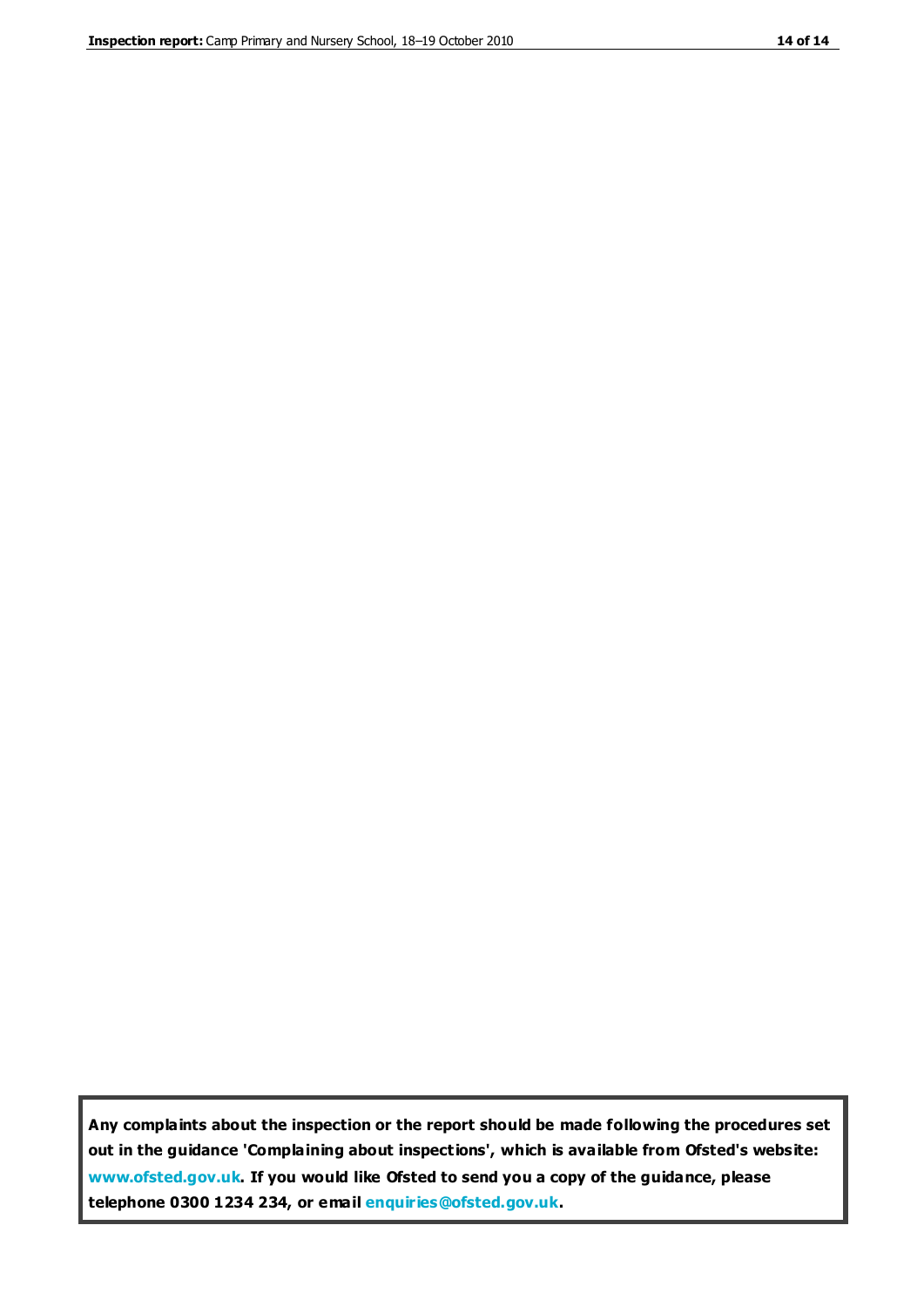**Any complaints about the inspection or the report should be made following the procedures set out in the guidance 'Complaining about inspections', which is available from Ofsted's website: www.ofsted.gov.uk. If you would like Ofsted to send you a copy of the guidance, please telephone 0300 1234 234, or email enquiries@ofsted.gov.uk.**